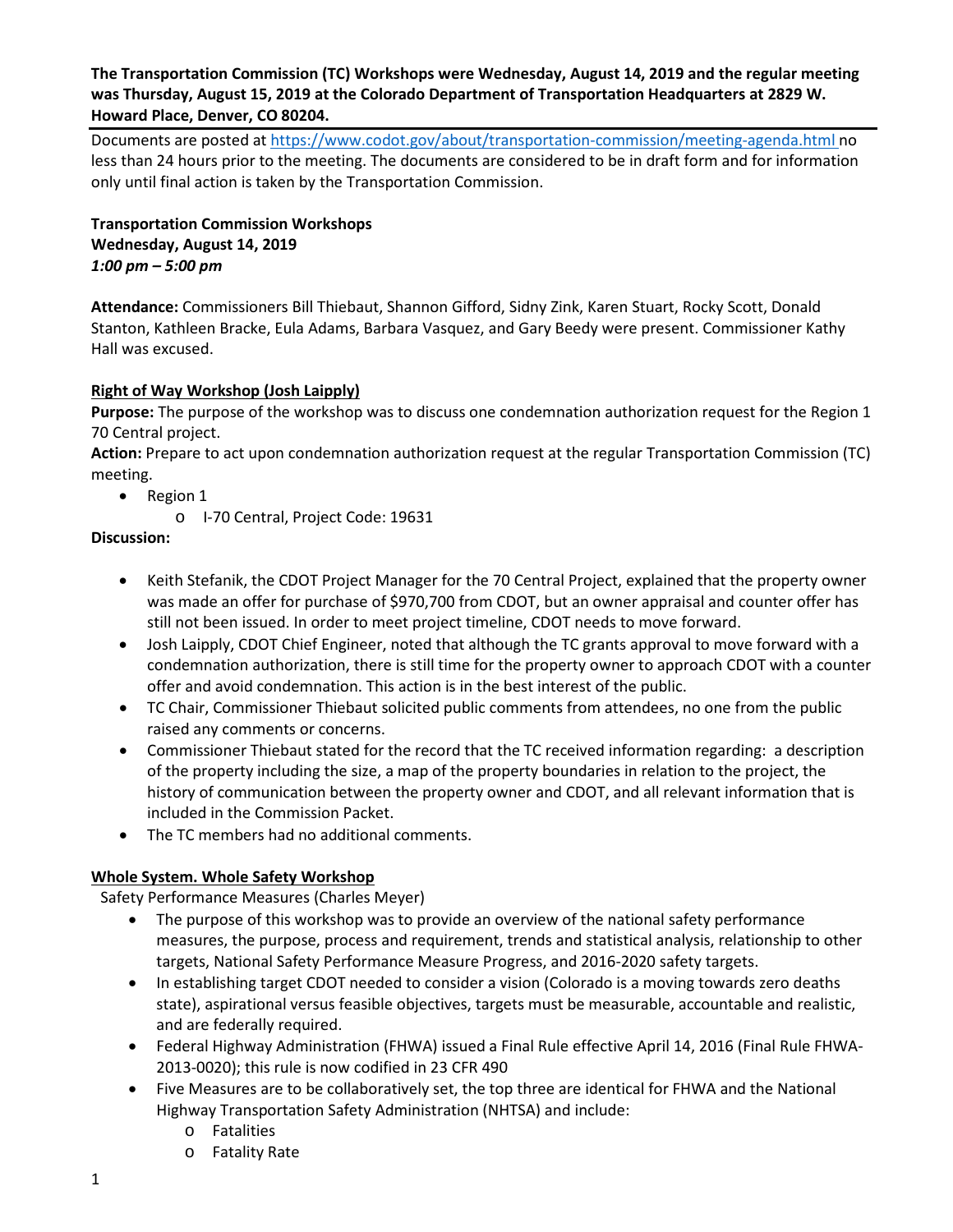**The Transportation Commission (TC) Workshops were Wednesday, August 14, 2019 and the regular meeting was Thursday, August 15, 2019 at the Colorado Department of Transportation Headquarters at 2829 W. Howard Place, Denver, CO 80204.**

Documents are posted at https://www.codot.gov/about/transportation-commission/meeting-agenda.html no less than 24 hours prior to the meeting. The documents are considered to be in draft form and for information only until final action is taken by the Transportation Commission.

**Transportation Commission Workshops**
**Wednesday, August 14, 2019**
***1:00 pm – 5:00 pm***

**Attendance:** Commissioners Bill Thiebaut, Shannon Gifford, Sidny Zink, Karen Stuart, Rocky Scott, Donald Stanton, Kathleen Bracke, Eula Adams, Barbara Vasquez, and Gary Beedy were present. Commissioner Kathy Hall was excused.

**Right of Way Workshop (Josh Laipply)**

**Purpose:** The purpose of the workshop was to discuss one condemnation authorization request for the Region 1 70 Central project.

**Action:** Prepare to act upon condemnation authorization request at the regular Transportation Commission (TC) meeting.

- Region 1
  - I-70 Central, Project Code: 19631

**Discussion:**

- Keith Stefanik, the CDOT Project Manager for the 70 Central Project, explained that the property owner was made an offer for purchase of $970,700 from CDOT, but an owner appraisal and counter offer has still not been issued. In order to meet project timeline, CDOT needs to move forward.
- Josh Laipply, CDOT Chief Engineer, noted that although the TC grants approval to move forward with a condemnation authorization, there is still time for the property owner to approach CDOT with a counter offer and avoid condemnation. This action is in the best interest of the public.
- TC Chair, Commissioner Thiebaut solicited public comments from attendees, no one from the public raised any comments or concerns.
- Commissioner Thiebaut stated for the record that the TC received information regarding: a description of the property including the size, a map of the property boundaries in relation to the project, the history of communication between the property owner and CDOT, and all relevant information that is included in the Commission Packet.
- The TC members had no additional comments.

**Whole System. Whole Safety Workshop**

Safety Performance Measures (Charles Meyer)

- The purpose of this workshop was to provide an overview of the national safety performance measures, the purpose, process and requirement, trends and statistical analysis, relationship to other targets, National Safety Performance Measure Progress, and 2016-2020 safety targets.
- In establishing target CDOT needed to consider a vision (Colorado is a moving towards zero deaths state), aspirational versus feasible objectives, targets must be measurable, accountable and realistic, and are federally required.
- Federal Highway Administration (FHWA) issued a Final Rule effective April 14, 2016 (Final Rule FHWA-2013-0020); this rule is now codified in 23 CFR 490
- Five Measures are to be collaboratively set, the top three are identical for FHWA and the National Highway Transportation Safety Administration (NHTSA) and include:
  - Fatalities
  - Fatality Rate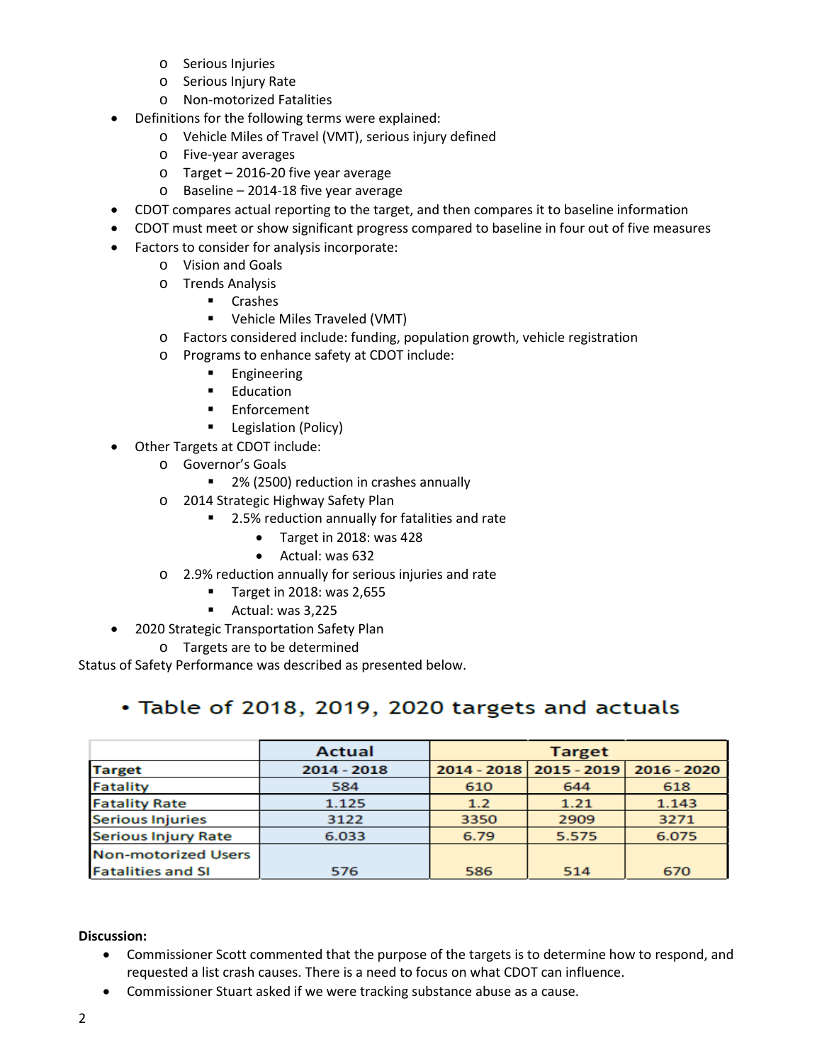- Serious Injuries
    - Serious Injury Rate
    - Non-motorized Fatalities
- Definitions for the following terms were explained:
    - Vehicle Miles of Travel (VMT), serious injury defined
    - Five-year averages
    - Target – 2016-20 five year average
    - Baseline – 2014-18 five year average
- CDOT compares actual reporting to the target, and then compares it to baseline information
- CDOT must meet or show significant progress compared to baseline in four out of five measures
- Factors to consider for analysis incorporate:
    - Vision and Goals
    - Trends Analysis
        - Crashes
        - Vehicle Miles Traveled (VMT)
    - Factors considered include: funding, population growth, vehicle registration
    - Programs to enhance safety at CDOT include:
        - Engineering
        - Education
        - Enforcement
        - Legislation (Policy)
- Other Targets at CDOT include:
    - Governor's Goals
        - 2% (2500) reduction in crashes annually
    - 2014 Strategic Highway Safety Plan
        - 2.5% reduction annually for fatalities and rate
            - Target in 2018: was 428
            - Actual: was 632
    - 2.9% reduction annually for serious injuries and rate
        - Target in 2018: was 2,655
        - Actual: was 3,225
- 2020 Strategic Transportation Safety Plan
    - Targets are to be determined

Status of Safety Performance was described as presented below.

- Table of 2018, 2019, 2020 targets and actuals

| | Actual | Target | | |
|---|---|---|---|---|
| Target | 2014 - 2018 | 2014 - 2018 | 2015 - 2019 | 2016 - 2020 |
| Fatality | 584 | 610 | 644 | 618 |
| Fatality Rate | 1.125 | 1.2 | 1.21 | 1.143 |
| Serious Injuries | 3122 | 3350 | 2909 | 3271 |
| Serious Injury Rate | 6.033 | 6.79 | 5.575 | 6.075 |
| Non-motorized Users Fatalities and SI | 576 | 586 | 514 | 670 |

**Discussion:**

- Commissioner Scott commented that the purpose of the targets is to determine how to respond, and requested a list crash causes. There is a need to focus on what CDOT can influence.
- Commissioner Stuart asked if we were tracking substance abuse as a cause.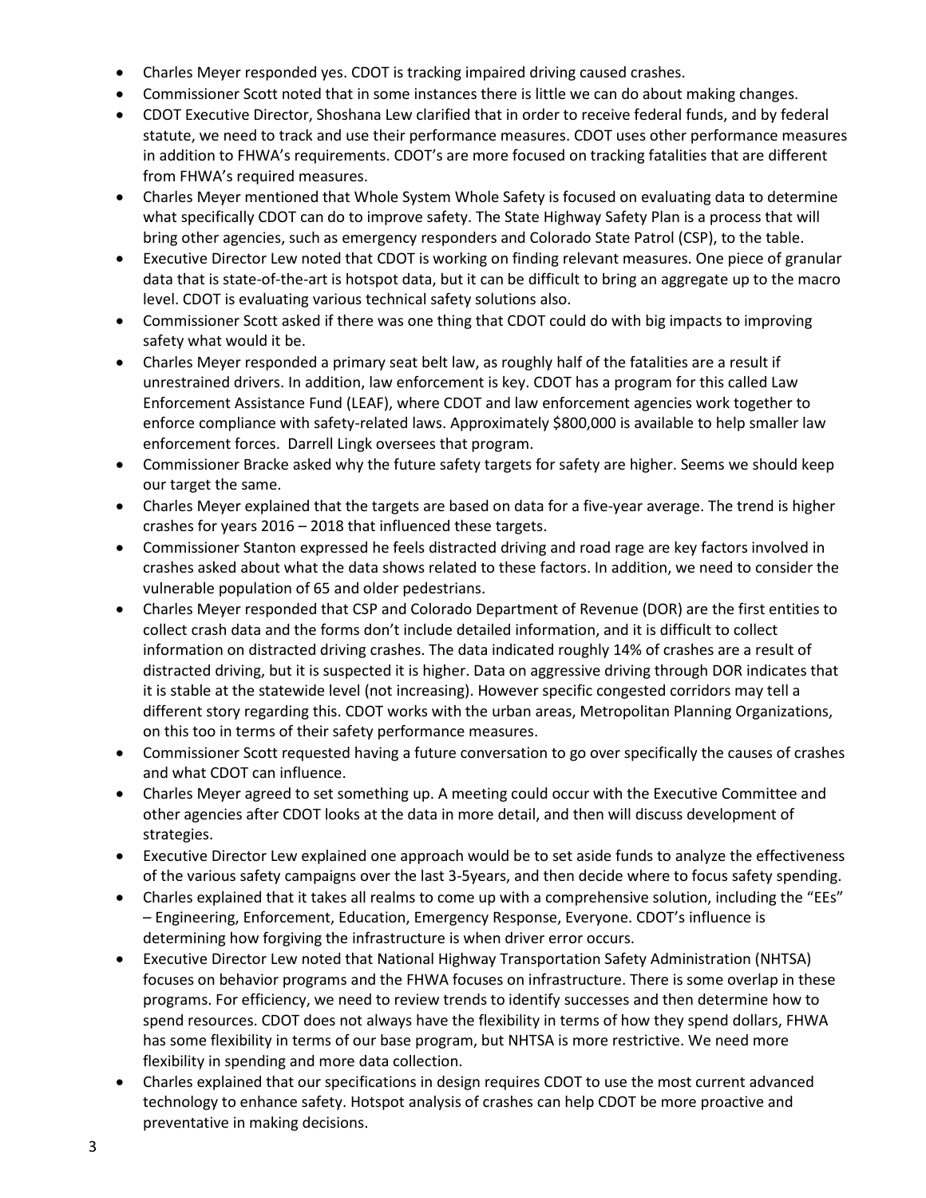- Charles Meyer responded yes. CDOT is tracking impaired driving caused crashes.
- Commissioner Scott noted that in some instances there is little we can do about making changes.
- CDOT Executive Director, Shoshana Lew clarified that in order to receive federal funds, and by federal statute, we need to track and use their performance measures. CDOT uses other performance measures in addition to FHWA's requirements. CDOT's are more focused on tracking fatalities that are different from FHWA's required measures.
- Charles Meyer mentioned that Whole System Whole Safety is focused on evaluating data to determine what specifically CDOT can do to improve safety. The State Highway Safety Plan is a process that will bring other agencies, such as emergency responders and Colorado State Patrol (CSP), to the table.
- Executive Director Lew noted that CDOT is working on finding relevant measures. One piece of granular data that is state-of-the-art is hotspot data, but it can be difficult to bring an aggregate up to the macro level. CDOT is evaluating various technical safety solutions also.
- Commissioner Scott asked if there was one thing that CDOT could do with big impacts to improving safety what would it be.
- Charles Meyer responded a primary seat belt law, as roughly half of the fatalities are a result if unrestrained drivers. In addition, law enforcement is key. CDOT has a program for this called Law Enforcement Assistance Fund (LEAF), where CDOT and law enforcement agencies work together to enforce compliance with safety-related laws. Approximately $800,000 is available to help smaller law enforcement forces. Darrell Lingk oversees that program.
- Commissioner Bracke asked why the future safety targets for safety are higher. Seems we should keep our target the same.
- Charles Meyer explained that the targets are based on data for a five-year average. The trend is higher crashes for years 2016 – 2018 that influenced these targets.
- Commissioner Stanton expressed he feels distracted driving and road rage are key factors involved in crashes asked about what the data shows related to these factors. In addition, we need to consider the vulnerable population of 65 and older pedestrians.
- Charles Meyer responded that CSP and Colorado Department of Revenue (DOR) are the first entities to collect crash data and the forms don't include detailed information, and it is difficult to collect information on distracted driving crashes. The data indicated roughly 14% of crashes are a result of distracted driving, but it is suspected it is higher. Data on aggressive driving through DOR indicates that it is stable at the statewide level (not increasing). However specific congested corridors may tell a different story regarding this. CDOT works with the urban areas, Metropolitan Planning Organizations, on this too in terms of their safety performance measures.
- Commissioner Scott requested having a future conversation to go over specifically the causes of crashes and what CDOT can influence.
- Charles Meyer agreed to set something up. A meeting could occur with the Executive Committee and other agencies after CDOT looks at the data in more detail, and then will discuss development of strategies.
- Executive Director Lew explained one approach would be to set aside funds to analyze the effectiveness of the various safety campaigns over the last 3-5years, and then decide where to focus safety spending.
- Charles explained that it takes all realms to come up with a comprehensive solution, including the "EEs" – Engineering, Enforcement, Education, Emergency Response, Everyone. CDOT's influence is determining how forgiving the infrastructure is when driver error occurs.
- Executive Director Lew noted that National Highway Transportation Safety Administration (NHTSA) focuses on behavior programs and the FHWA focuses on infrastructure. There is some overlap in these programs. For efficiency, we need to review trends to identify successes and then determine how to spend resources. CDOT does not always have the flexibility in terms of how they spend dollars, FHWA has some flexibility in terms of our base program, but NHTSA is more restrictive. We need more flexibility in spending and more data collection.
- Charles explained that our specifications in design requires CDOT to use the most current advanced technology to enhance safety. Hotspot analysis of crashes can help CDOT be more proactive and preventative in making decisions.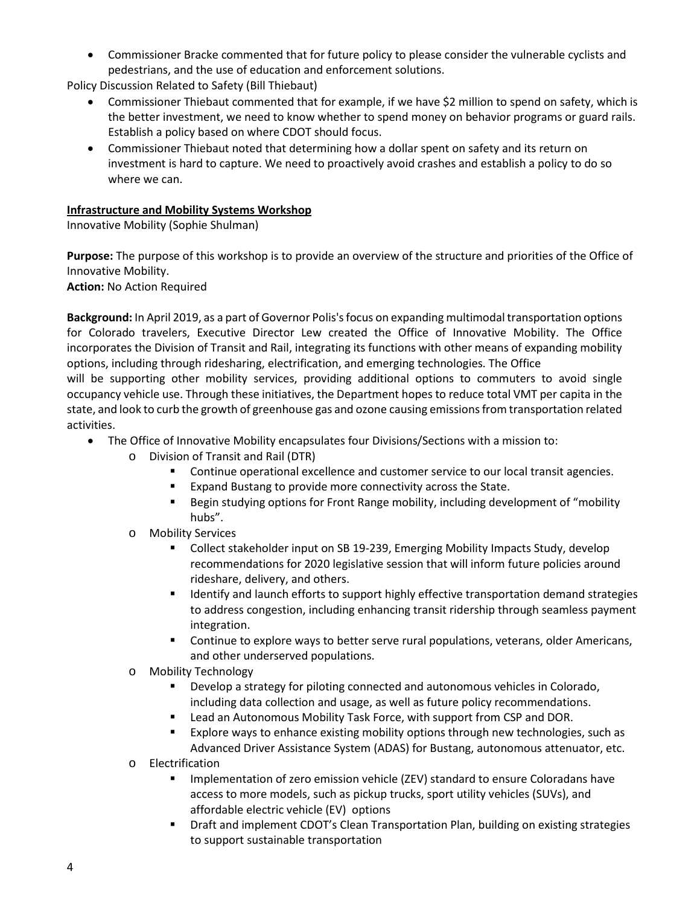- Commissioner Bracke commented that for future policy to please consider the vulnerable cyclists and pedestrians, and the use of education and enforcement solutions.

Policy Discussion Related to Safety (Bill Thiebaut)

- Commissioner Thiebaut commented that for example, if we have $2 million to spend on safety, which is the better investment, we need to know whether to spend money on behavior programs or guard rails. Establish a policy based on where CDOT should focus.
- Commissioner Thiebaut noted that determining how a dollar spent on safety and its return on investment is hard to capture. We need to proactively avoid crashes and establish a policy to do so where we can.

**Infrastructure and Mobility Systems Workshop**

Innovative Mobility (Sophie Shulman)

**Purpose:** The purpose of this workshop is to provide an overview of the structure and priorities of the Office of Innovative Mobility.

**Action:** No Action Required

**Background:** In April 2019, as a part of Governor Polis's focus on expanding multimodal transportation options for Colorado travelers, Executive Director Lew created the Office of Innovative Mobility. The Office incorporates the Division of Transit and Rail, integrating its functions with other means of expanding mobility options, including through ridesharing, electrification, and emerging technologies. The Office will be supporting other mobility services, providing additional options to commuters to avoid single occupancy vehicle use. Through these initiatives, the Department hopes to reduce total VMT per capita in the state, and look to curb the growth of greenhouse gas and ozone causing emissions from transportation related activities.

- The Office of Innovative Mobility encapsulates four Divisions/Sections with a mission to:
  - Division of Transit and Rail (DTR)
    - Continue operational excellence and customer service to our local transit agencies.
    - Expand Bustang to provide more connectivity across the State.
    - Begin studying options for Front Range mobility, including development of "mobility hubs".
  - Mobility Services
    - Collect stakeholder input on SB 19-239, Emerging Mobility Impacts Study, develop recommendations for 2020 legislative session that will inform future policies around rideshare, delivery, and others.
    - Identify and launch efforts to support highly effective transportation demand strategies to address congestion, including enhancing transit ridership through seamless payment integration.
    - Continue to explore ways to better serve rural populations, veterans, older Americans, and other underserved populations.
  - Mobility Technology
    - Develop a strategy for piloting connected and autonomous vehicles in Colorado, including data collection and usage, as well as future policy recommendations.
    - Lead an Autonomous Mobility Task Force, with support from CSP and DOR.
    - Explore ways to enhance existing mobility options through new technologies, such as Advanced Driver Assistance System (ADAS) for Bustang, autonomous attenuator, etc.
  - Electrification
    - Implementation of zero emission vehicle (ZEV) standard to ensure Coloradans have access to more models, such as pickup trucks, sport utility vehicles (SUVs), and affordable electric vehicle (EV) options
    - Draft and implement CDOT's Clean Transportation Plan, building on existing strategies to support sustainable transportation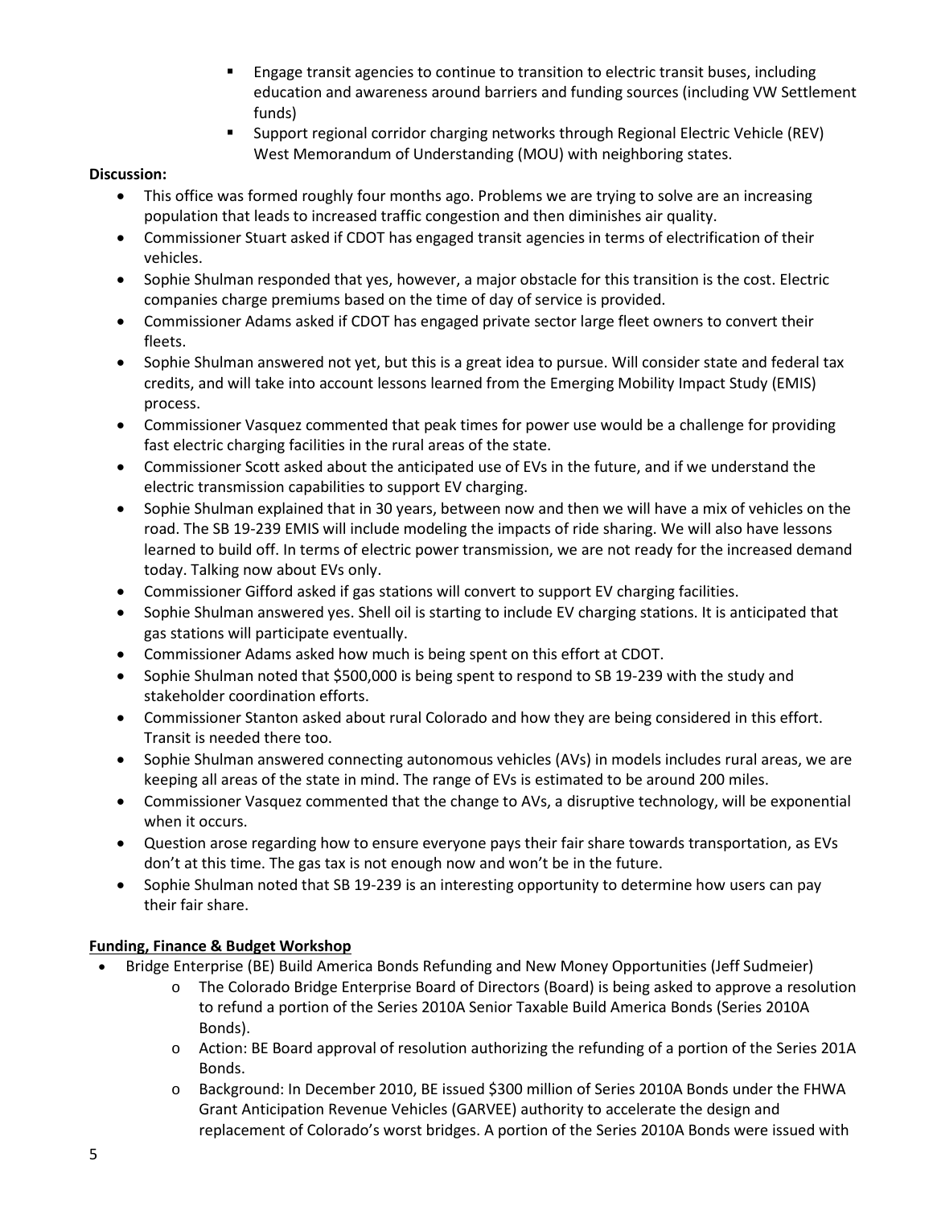- Engage transit agencies to continue to transition to electric transit buses, including education and awareness around barriers and funding sources (including VW Settlement funds)
    - Support regional corridor charging networks through Regional Electric Vehicle (REV) West Memorandum of Understanding (MOU) with neighboring states.

**Discussion:**

- This office was formed roughly four months ago. Problems we are trying to solve are an increasing population that leads to increased traffic congestion and then diminishes air quality.
- Commissioner Stuart asked if CDOT has engaged transit agencies in terms of electrification of their vehicles.
- Sophie Shulman responded that yes, however, a major obstacle for this transition is the cost. Electric companies charge premiums based on the time of day of service is provided.
- Commissioner Adams asked if CDOT has engaged private sector large fleet owners to convert their fleets.
- Sophie Shulman answered not yet, but this is a great idea to pursue. Will consider state and federal tax credits, and will take into account lessons learned from the Emerging Mobility Impact Study (EMIS) process.
- Commissioner Vasquez commented that peak times for power use would be a challenge for providing fast electric charging facilities in the rural areas of the state.
- Commissioner Scott asked about the anticipated use of EVs in the future, and if we understand the electric transmission capabilities to support EV charging.
- Sophie Shulman explained that in 30 years, between now and then we will have a mix of vehicles on the road. The SB 19-239 EMIS will include modeling the impacts of ride sharing. We will also have lessons learned to build off. In terms of electric power transmission, we are not ready for the increased demand today. Talking now about EVs only.
- Commissioner Gifford asked if gas stations will convert to support EV charging facilities.
- Sophie Shulman answered yes. Shell oil is starting to include EV charging stations. It is anticipated that gas stations will participate eventually.
- Commissioner Adams asked how much is being spent on this effort at CDOT.
- Sophie Shulman noted that $500,000 is being spent to respond to SB 19-239 with the study and stakeholder coordination efforts.
- Commissioner Stanton asked about rural Colorado and how they are being considered in this effort. Transit is needed there too.
- Sophie Shulman answered connecting autonomous vehicles (AVs) in models includes rural areas, we are keeping all areas of the state in mind. The range of EVs is estimated to be around 200 miles.
- Commissioner Vasquez commented that the change to AVs, a disruptive technology, will be exponential when it occurs.
- Question arose regarding how to ensure everyone pays their fair share towards transportation, as EVs don't at this time. The gas tax is not enough now and won't be in the future.
- Sophie Shulman noted that SB 19-239 is an interesting opportunity to determine how users can pay their fair share.

**<u>Funding, Finance & Budget Workshop</u>**

- Bridge Enterprise (BE) Build America Bonds Refunding and New Money Opportunities (Jeff Sudmeier)
    - The Colorado Bridge Enterprise Board of Directors (Board) is being asked to approve a resolution to refund a portion of the Series 2010A Senior Taxable Build America Bonds (Series 2010A Bonds).
    - Action: BE Board approval of resolution authorizing the refunding of a portion of the Series 201A Bonds.
    - Background: In December 2010, BE issued $300 million of Series 2010A Bonds under the FHWA Grant Anticipation Revenue Vehicles (GARVEE) authority to accelerate the design and replacement of Colorado's worst bridges. A portion of the Series 2010A Bonds were issued with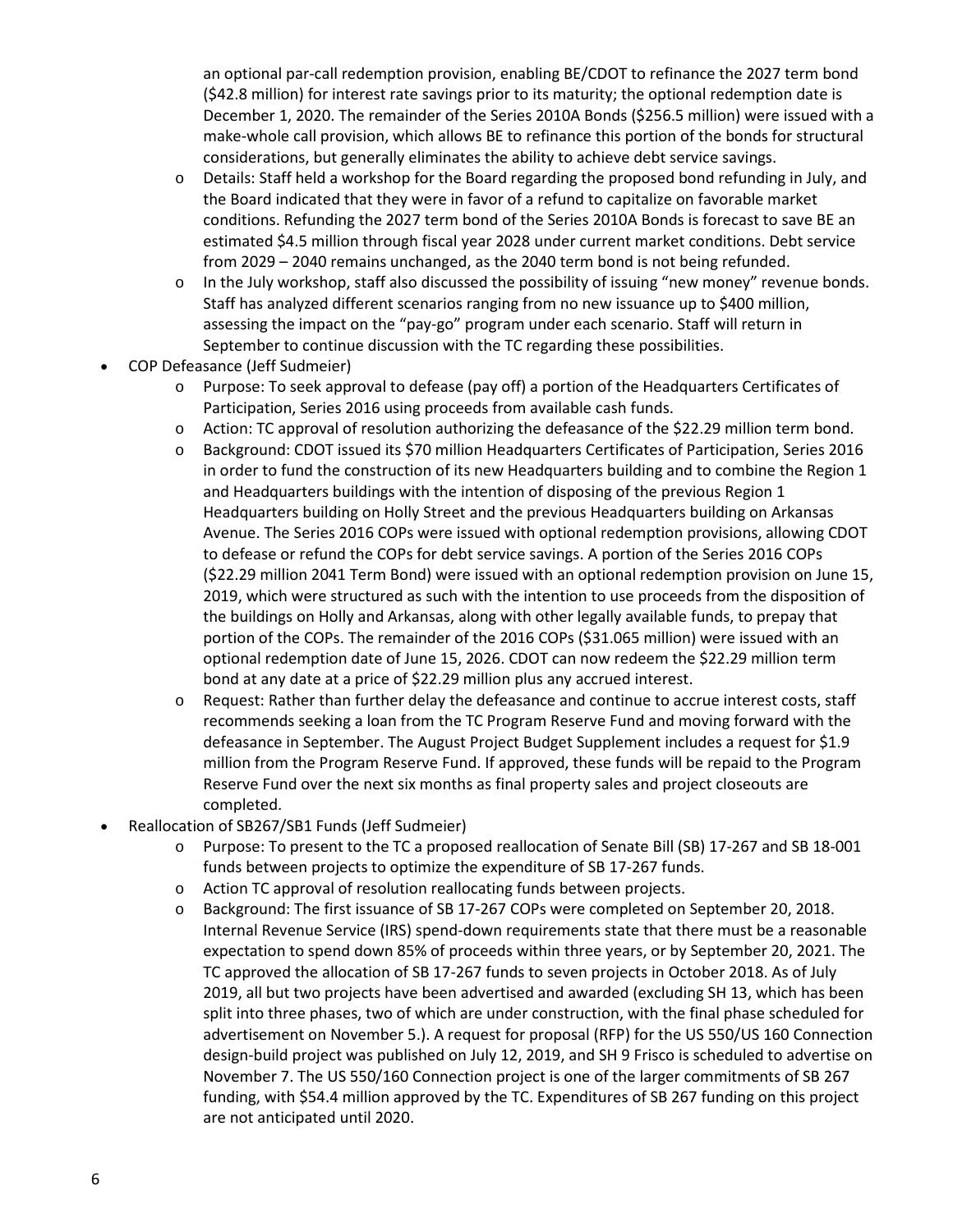an optional par-call redemption provision, enabling BE/CDOT to refinance the 2027 term bond ($42.8 million) for interest rate savings prior to its maturity; the optional redemption date is December 1, 2020. The remainder of the Series 2010A Bonds ($256.5 million) were issued with a make-whole call provision, which allows BE to refinance this portion of the bonds for structural considerations, but generally eliminates the ability to achieve debt service savings.

  - Details: Staff held a workshop for the Board regarding the proposed bond refunding in July, and the Board indicated that they were in favor of a refund to capitalize on favorable market conditions. Refunding the 2027 term bond of the Series 2010A Bonds is forecast to save BE an estimated $4.5 million through fiscal year 2028 under current market conditions. Debt service from 2029 – 2040 remains unchanged, as the 2040 term bond is not being refunded.
  - In the July workshop, staff also discussed the possibility of issuing "new money" revenue bonds. Staff has analyzed different scenarios ranging from no new issuance up to $400 million, assessing the impact on the "pay-go" program under each scenario. Staff will return in September to continue discussion with the TC regarding these possibilities.

- COP Defeasance (Jeff Sudmeier)
  - Purpose: To seek approval to defease (pay off) a portion of the Headquarters Certificates of Participation, Series 2016 using proceeds from available cash funds.
  - Action: TC approval of resolution authorizing the defeasance of the $22.29 million term bond.
  - Background: CDOT issued its $70 million Headquarters Certificates of Participation, Series 2016 in order to fund the construction of its new Headquarters building and to combine the Region 1 and Headquarters buildings with the intention of disposing of the previous Region 1 Headquarters building on Holly Street and the previous Headquarters building on Arkansas Avenue. The Series 2016 COPs were issued with optional redemption provisions, allowing CDOT to defease or refund the COPs for debt service savings. A portion of the Series 2016 COPs ($22.29 million 2041 Term Bond) were issued with an optional redemption provision on June 15, 2019, which were structured as such with the intention to use proceeds from the disposition of the buildings on Holly and Arkansas, along with other legally available funds, to prepay that portion of the COPs. The remainder of the 2016 COPs ($31.065 million) were issued with an optional redemption date of June 15, 2026. CDOT can now redeem the $22.29 million term bond at any date at a price of $22.29 million plus any accrued interest.
  - Request: Rather than further delay the defeasance and continue to accrue interest costs, staff recommends seeking a loan from the TC Program Reserve Fund and moving forward with the defeasance in September. The August Project Budget Supplement includes a request for $1.9 million from the Program Reserve Fund. If approved, these funds will be repaid to the Program Reserve Fund over the next six months as final property sales and project closeouts are completed.

- Reallocation of SB267/SB1 Funds (Jeff Sudmeier)
  - Purpose: To present to the TC a proposed reallocation of Senate Bill (SB) 17-267 and SB 18-001 funds between projects to optimize the expenditure of SB 17-267 funds.
  - Action TC approval of resolution reallocating funds between projects.
  - Background: The first issuance of SB 17-267 COPs were completed on September 20, 2018. Internal Revenue Service (IRS) spend-down requirements state that there must be a reasonable expectation to spend down 85% of proceeds within three years, or by September 20, 2021. The TC approved the allocation of SB 17-267 funds to seven projects in October 2018. As of July 2019, all but two projects have been advertised and awarded (excluding SH 13, which has been split into three phases, two of which are under construction, with the final phase scheduled for advertisement on November 5.). A request for proposal (RFP) for the US 550/US 160 Connection design-build project was published on July 12, 2019, and SH 9 Frisco is scheduled to advertise on November 7. The US 550/160 Connection project is one of the larger commitments of SB 267 funding, with $54.4 million approved by the TC. Expenditures of SB 267 funding on this project are not anticipated until 2020.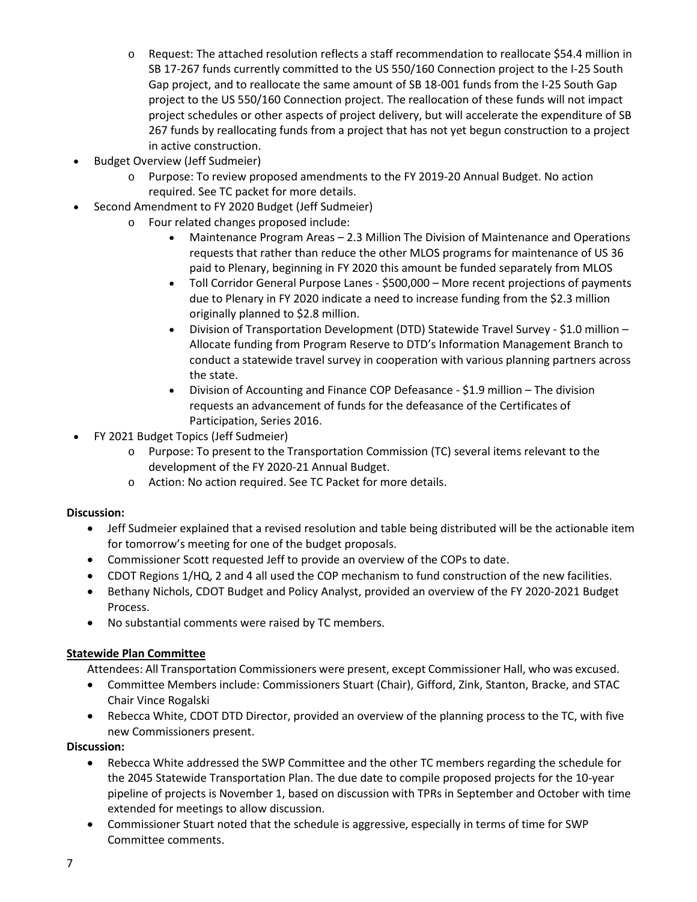- Request: The attached resolution reflects a staff recommendation to reallocate $54.4 million in SB 17-267 funds currently committed to the US 550/160 Connection project to the I-25 South Gap project, and to reallocate the same amount of SB 18-001 funds from the I-25 South Gap project to the US 550/160 Connection project. The reallocation of these funds will not impact project schedules or other aspects of project delivery, but will accelerate the expenditure of SB 267 funds by reallocating funds from a project that has not yet begun construction to a project in active construction.
- Budget Overview (Jeff Sudmeier)
  - Purpose: To review proposed amendments to the FY 2019-20 Annual Budget. No action required. See TC packet for more details.
- Second Amendment to FY 2020 Budget (Jeff Sudmeier)
  - Four related changes proposed include:
    - Maintenance Program Areas – 2.3 Million The Division of Maintenance and Operations requests that rather than reduce the other MLOS programs for maintenance of US 36 paid to Plenary, beginning in FY 2020 this amount be funded separately from MLOS
    - Toll Corridor General Purpose Lanes - $500,000 – More recent projections of payments due to Plenary in FY 2020 indicate a need to increase funding from the $2.3 million originally planned to $2.8 million.
    - Division of Transportation Development (DTD) Statewide Travel Survey - $1.0 million – Allocate funding from Program Reserve to DTD's Information Management Branch to conduct a statewide travel survey in cooperation with various planning partners across the state.
    - Division of Accounting and Finance COP Defeasance - $1.9 million – The division requests an advancement of funds for the defeasance of the Certificates of Participation, Series 2016.
- FY 2021 Budget Topics (Jeff Sudmeier)
  - Purpose: To present to the Transportation Commission (TC) several items relevant to the development of the FY 2020-21 Annual Budget.
  - Action: No action required. See TC Packet for more details.

**Discussion:**

- Jeff Sudmeier explained that a revised resolution and table being distributed will be the actionable item for tomorrow's meeting for one of the budget proposals.
- Commissioner Scott requested Jeff to provide an overview of the COPs to date.
- CDOT Regions 1/HQ, 2 and 4 all used the COP mechanism to fund construction of the new facilities.
- Bethany Nichols, CDOT Budget and Policy Analyst, provided an overview of the FY 2020-2021 Budget Process.
- No substantial comments were raised by TC members.

**Statewide Plan Committee**

Attendees: All Transportation Commissioners were present, except Commissioner Hall, who was excused.

- Committee Members include: Commissioners Stuart (Chair), Gifford, Zink, Stanton, Bracke, and STAC Chair Vince Rogalski
- Rebecca White, CDOT DTD Director, provided an overview of the planning process to the TC, with five new Commissioners present.

**Discussion:**

- Rebecca White addressed the SWP Committee and the other TC members regarding the schedule for the 2045 Statewide Transportation Plan. The due date to compile proposed projects for the 10-year pipeline of projects is November 1, based on discussion with TPRs in September and October with time extended for meetings to allow discussion.
- Commissioner Stuart noted that the schedule is aggressive, especially in terms of time for SWP Committee comments.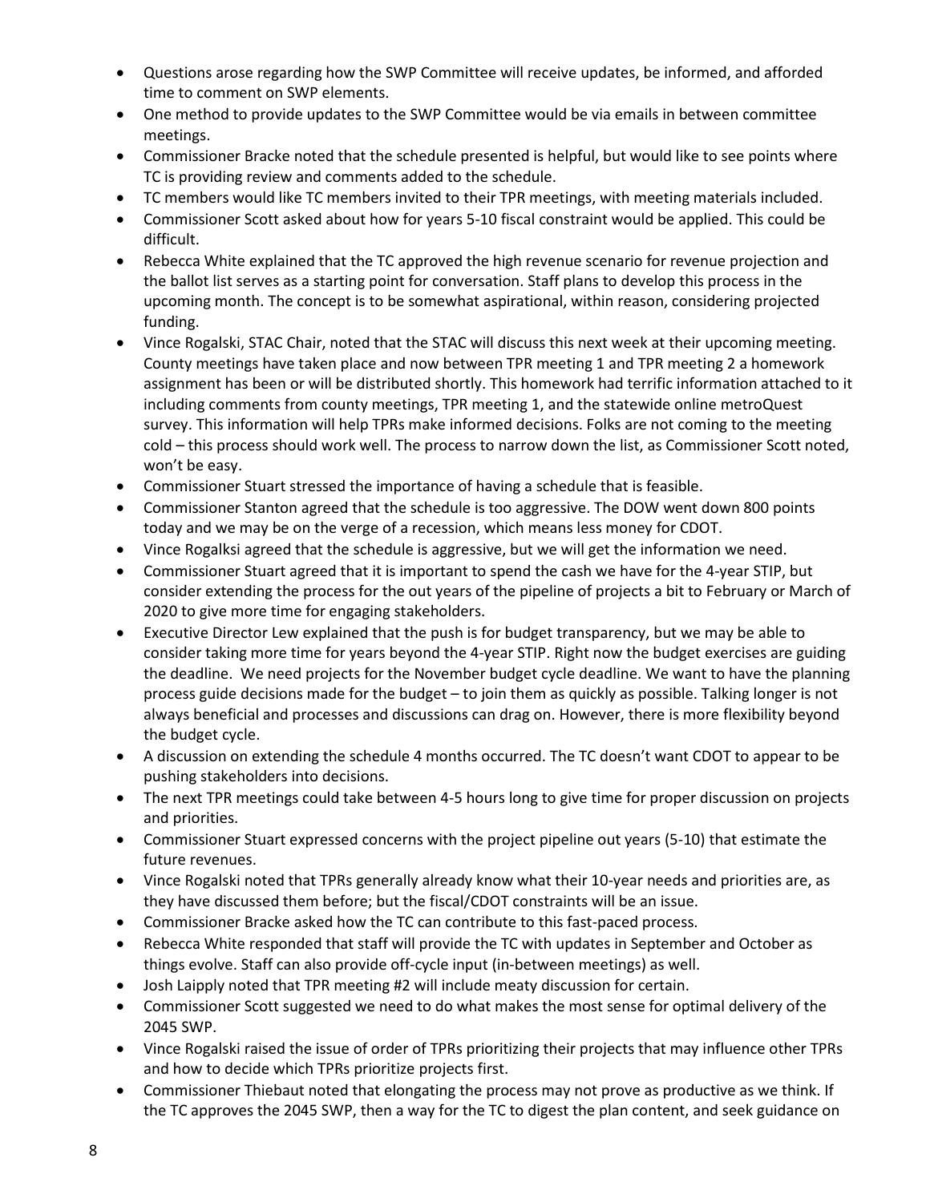- Questions arose regarding how the SWP Committee will receive updates, be informed, and afforded time to comment on SWP elements.
- One method to provide updates to the SWP Committee would be via emails in between committee meetings.
- Commissioner Bracke noted that the schedule presented is helpful, but would like to see points where TC is providing review and comments added to the schedule.
- TC members would like TC members invited to their TPR meetings, with meeting materials included.
- Commissioner Scott asked about how for years 5-10 fiscal constraint would be applied. This could be difficult.
- Rebecca White explained that the TC approved the high revenue scenario for revenue projection and the ballot list serves as a starting point for conversation. Staff plans to develop this process in the upcoming month. The concept is to be somewhat aspirational, within reason, considering projected funding.
- Vince Rogalski, STAC Chair, noted that the STAC will discuss this next week at their upcoming meeting. County meetings have taken place and now between TPR meeting 1 and TPR meeting 2 a homework assignment has been or will be distributed shortly. This homework had terrific information attached to it including comments from county meetings, TPR meeting 1, and the statewide online metroQuest survey. This information will help TPRs make informed decisions. Folks are not coming to the meeting cold – this process should work well. The process to narrow down the list, as Commissioner Scott noted, won't be easy.
- Commissioner Stuart stressed the importance of having a schedule that is feasible.
- Commissioner Stanton agreed that the schedule is too aggressive. The DOW went down 800 points today and we may be on the verge of a recession, which means less money for CDOT.
- Vince Rogalksi agreed that the schedule is aggressive, but we will get the information we need.
- Commissioner Stuart agreed that it is important to spend the cash we have for the 4-year STIP, but consider extending the process for the out years of the pipeline of projects a bit to February or March of 2020 to give more time for engaging stakeholders.
- Executive Director Lew explained that the push is for budget transparency, but we may be able to consider taking more time for years beyond the 4-year STIP. Right now the budget exercises are guiding the deadline. We need projects for the November budget cycle deadline. We want to have the planning process guide decisions made for the budget – to join them as quickly as possible. Talking longer is not always beneficial and processes and discussions can drag on. However, there is more flexibility beyond the budget cycle.
- A discussion on extending the schedule 4 months occurred. The TC doesn't want CDOT to appear to be pushing stakeholders into decisions.
- The next TPR meetings could take between 4-5 hours long to give time for proper discussion on projects and priorities.
- Commissioner Stuart expressed concerns with the project pipeline out years (5-10) that estimate the future revenues.
- Vince Rogalski noted that TPRs generally already know what their 10-year needs and priorities are, as they have discussed them before; but the fiscal/CDOT constraints will be an issue.
- Commissioner Bracke asked how the TC can contribute to this fast-paced process.
- Rebecca White responded that staff will provide the TC with updates in September and October as things evolve. Staff can also provide off-cycle input (in-between meetings) as well.
- Josh Laipply noted that TPR meeting #2 will include meaty discussion for certain.
- Commissioner Scott suggested we need to do what makes the most sense for optimal delivery of the 2045 SWP.
- Vince Rogalski raised the issue of order of TPRs prioritizing their projects that may influence other TPRs and how to decide which TPRs prioritize projects first.
- Commissioner Thiebaut noted that elongating the process may not prove as productive as we think. If the TC approves the 2045 SWP, then a way for the TC to digest the plan content, and seek guidance on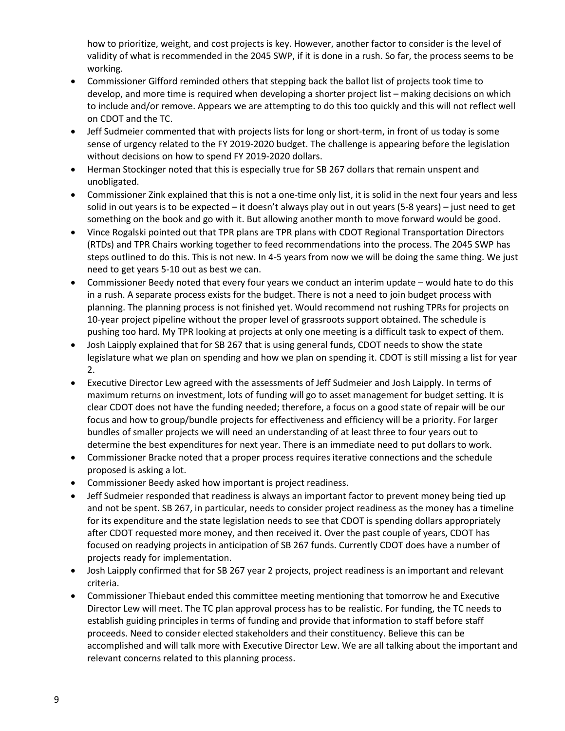how to prioritize, weight, and cost projects is key. However, another factor to consider is the level of validity of what is recommended in the 2045 SWP, if it is done in a rush. So far, the process seems to be working.

- Commissioner Gifford reminded others that stepping back the ballot list of projects took time to develop, and more time is required when developing a shorter project list – making decisions on which to include and/or remove. Appears we are attempting to do this too quickly and this will not reflect well on CDOT and the TC.
- Jeff Sudmeier commented that with projects lists for long or short-term, in front of us today is some sense of urgency related to the FY 2019-2020 budget. The challenge is appearing before the legislation without decisions on how to spend FY 2019-2020 dollars.
- Herman Stockinger noted that this is especially true for SB 267 dollars that remain unspent and unobligated.
- Commissioner Zink explained that this is not a one-time only list, it is solid in the next four years and less solid in out years is to be expected – it doesn't always play out in out years (5-8 years) – just need to get something on the book and go with it. But allowing another month to move forward would be good.
- Vince Rogalski pointed out that TPR plans are TPR plans with CDOT Regional Transportation Directors (RTDs) and TPR Chairs working together to feed recommendations into the process. The 2045 SWP has steps outlined to do this. This is not new. In 4-5 years from now we will be doing the same thing. We just need to get years 5-10 out as best we can.
- Commissioner Beedy noted that every four years we conduct an interim update – would hate to do this in a rush. A separate process exists for the budget. There is not a need to join budget process with planning. The planning process is not finished yet. Would recommend not rushing TPRs for projects on 10-year project pipeline without the proper level of grassroots support obtained. The schedule is pushing too hard. My TPR looking at projects at only one meeting is a difficult task to expect of them.
- Josh Laipply explained that for SB 267 that is using general funds, CDOT needs to show the state legislature what we plan on spending and how we plan on spending it. CDOT is still missing a list for year 2.
- Executive Director Lew agreed with the assessments of Jeff Sudmeier and Josh Laipply. In terms of maximum returns on investment, lots of funding will go to asset management for budget setting. It is clear CDOT does not have the funding needed; therefore, a focus on a good state of repair will be our focus and how to group/bundle projects for effectiveness and efficiency will be a priority. For larger bundles of smaller projects we will need an understanding of at least three to four years out to determine the best expenditures for next year. There is an immediate need to put dollars to work.
- Commissioner Bracke noted that a proper process requires iterative connections and the schedule proposed is asking a lot.
- Commissioner Beedy asked how important is project readiness.
- Jeff Sudmeier responded that readiness is always an important factor to prevent money being tied up and not be spent. SB 267, in particular, needs to consider project readiness as the money has a timeline for its expenditure and the state legislation needs to see that CDOT is spending dollars appropriately after CDOT requested more money, and then received it. Over the past couple of years, CDOT has focused on readying projects in anticipation of SB 267 funds. Currently CDOT does have a number of projects ready for implementation.
- Josh Laipply confirmed that for SB 267 year 2 projects, project readiness is an important and relevant criteria.
- Commissioner Thiebaut ended this committee meeting mentioning that tomorrow he and Executive Director Lew will meet. The TC plan approval process has to be realistic. For funding, the TC needs to establish guiding principles in terms of funding and provide that information to staff before staff proceeds. Need to consider elected stakeholders and their constituency. Believe this can be accomplished and will talk more with Executive Director Lew. We are all talking about the important and relevant concerns related to this planning process.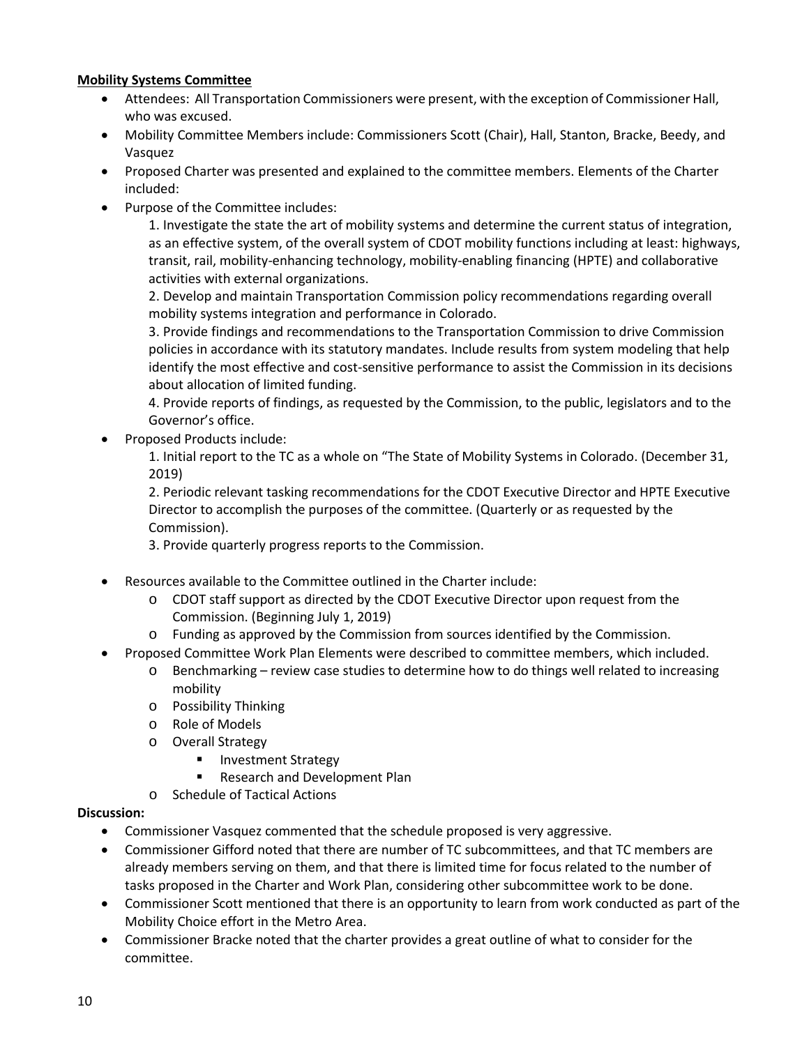**Mobility Systems Committee**

- Attendees: All Transportation Commissioners were present, with the exception of Commissioner Hall, who was excused.
- Mobility Committee Members include: Commissioners Scott (Chair), Hall, Stanton, Bracke, Beedy, and Vasquez
- Proposed Charter was presented and explained to the committee members. Elements of the Charter included:
- Purpose of the Committee includes:

  1. Investigate the state the art of mobility systems and determine the current status of integration, as an effective system, of the overall system of CDOT mobility functions including at least: highways, transit, rail, mobility-enhancing technology, mobility-enabling financing (HPTE) and collaborative activities with external organizations.
  2. Develop and maintain Transportation Commission policy recommendations regarding overall mobility systems integration and performance in Colorado.
  3. Provide findings and recommendations to the Transportation Commission to drive Commission policies in accordance with its statutory mandates. Include results from system modeling that help identify the most effective and cost-sensitive performance to assist the Commission in its decisions about allocation of limited funding.
  4. Provide reports of findings, as requested by the Commission, to the public, legislators and to the Governor's office.

- Proposed Products include:

  1. Initial report to the TC as a whole on "The State of Mobility Systems in Colorado. (December 31, 2019)
  2. Periodic relevant tasking recommendations for the CDOT Executive Director and HPTE Executive Director to accomplish the purposes of the committee. (Quarterly or as requested by the Commission).
  3. Provide quarterly progress reports to the Commission.

- Resources available to the Committee outlined in the Charter include:
  - CDOT staff support as directed by the CDOT Executive Director upon request from the Commission. (Beginning July 1, 2019)
  - Funding as approved by the Commission from sources identified by the Commission.
- Proposed Committee Work Plan Elements were described to committee members, which included.
  - Benchmarking – review case studies to determine how to do things well related to increasing mobility
  - Possibility Thinking
  - Role of Models
  - Overall Strategy
    - Investment Strategy
    - Research and Development Plan
  - Schedule of Tactical Actions

**Discussion:**

- Commissioner Vasquez commented that the schedule proposed is very aggressive.
- Commissioner Gifford noted that there are number of TC subcommittees, and that TC members are already members serving on them, and that there is limited time for focus related to the number of tasks proposed in the Charter and Work Plan, considering other subcommittee work to be done.
- Commissioner Scott mentioned that there is an opportunity to learn from work conducted as part of the Mobility Choice effort in the Metro Area.
- Commissioner Bracke noted that the charter provides a great outline of what to consider for the committee.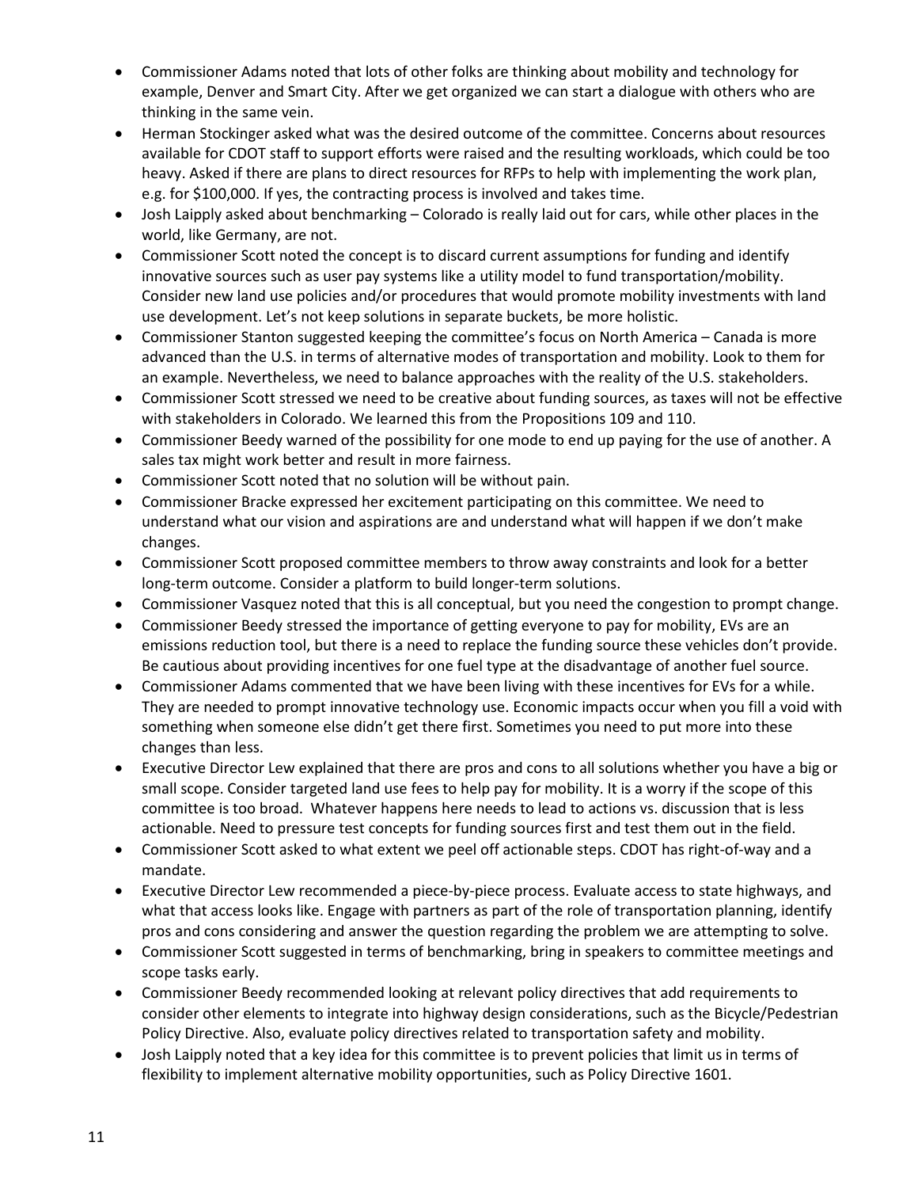- Commissioner Adams noted that lots of other folks are thinking about mobility and technology for example, Denver and Smart City. After we get organized we can start a dialogue with others who are thinking in the same vein.
- Herman Stockinger asked what was the desired outcome of the committee. Concerns about resources available for CDOT staff to support efforts were raised and the resulting workloads, which could be too heavy. Asked if there are plans to direct resources for RFPs to help with implementing the work plan, e.g. for $100,000. If yes, the contracting process is involved and takes time.
- Josh Laipply asked about benchmarking – Colorado is really laid out for cars, while other places in the world, like Germany, are not.
- Commissioner Scott noted the concept is to discard current assumptions for funding and identify innovative sources such as user pay systems like a utility model to fund transportation/mobility. Consider new land use policies and/or procedures that would promote mobility investments with land use development. Let's not keep solutions in separate buckets, be more holistic.
- Commissioner Stanton suggested keeping the committee's focus on North America – Canada is more advanced than the U.S. in terms of alternative modes of transportation and mobility. Look to them for an example. Nevertheless, we need to balance approaches with the reality of the U.S. stakeholders.
- Commissioner Scott stressed we need to be creative about funding sources, as taxes will not be effective with stakeholders in Colorado. We learned this from the Propositions 109 and 110.
- Commissioner Beedy warned of the possibility for one mode to end up paying for the use of another. A sales tax might work better and result in more fairness.
- Commissioner Scott noted that no solution will be without pain.
- Commissioner Bracke expressed her excitement participating on this committee. We need to understand what our vision and aspirations are and understand what will happen if we don't make changes.
- Commissioner Scott proposed committee members to throw away constraints and look for a better long-term outcome. Consider a platform to build longer-term solutions.
- Commissioner Vasquez noted that this is all conceptual, but you need the congestion to prompt change.
- Commissioner Beedy stressed the importance of getting everyone to pay for mobility, EVs are an emissions reduction tool, but there is a need to replace the funding source these vehicles don't provide. Be cautious about providing incentives for one fuel type at the disadvantage of another fuel source.
- Commissioner Adams commented that we have been living with these incentives for EVs for a while. They are needed to prompt innovative technology use. Economic impacts occur when you fill a void with something when someone else didn't get there first. Sometimes you need to put more into these changes than less.
- Executive Director Lew explained that there are pros and cons to all solutions whether you have a big or small scope. Consider targeted land use fees to help pay for mobility. It is a worry if the scope of this committee is too broad. Whatever happens here needs to lead to actions vs. discussion that is less actionable. Need to pressure test concepts for funding sources first and test them out in the field.
- Commissioner Scott asked to what extent we peel off actionable steps. CDOT has right-of-way and a mandate.
- Executive Director Lew recommended a piece-by-piece process. Evaluate access to state highways, and what that access looks like. Engage with partners as part of the role of transportation planning, identify pros and cons considering and answer the question regarding the problem we are attempting to solve.
- Commissioner Scott suggested in terms of benchmarking, bring in speakers to committee meetings and scope tasks early.
- Commissioner Beedy recommended looking at relevant policy directives that add requirements to consider other elements to integrate into highway design considerations, such as the Bicycle/Pedestrian Policy Directive. Also, evaluate policy directives related to transportation safety and mobility.
- Josh Laipply noted that a key idea for this committee is to prevent policies that limit us in terms of flexibility to implement alternative mobility opportunities, such as Policy Directive 1601.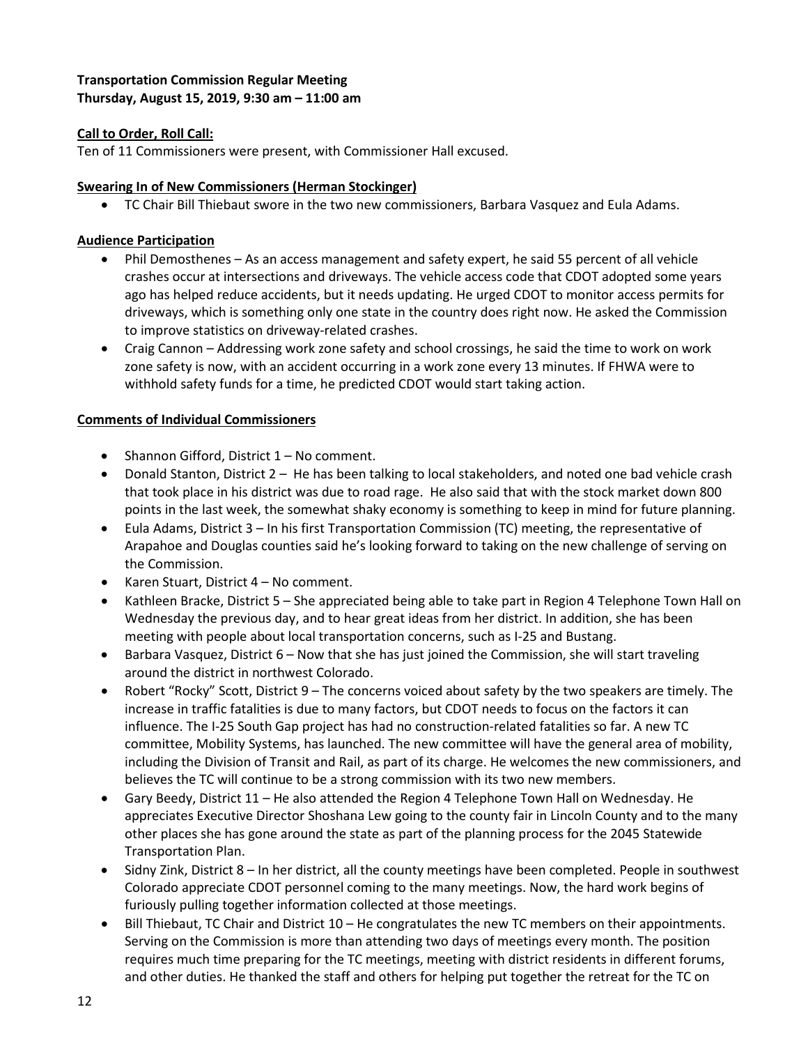**Transportation Commission Regular Meeting**
**Thursday, August 15, 2019, 9:30 am – 11:00 am**

**Call to Order, Roll Call:**
Ten of 11 Commissioners were present, with Commissioner Hall excused.

**Swearing In of New Commissioners (Herman Stockinger)**

- TC Chair Bill Thiebaut swore in the two new commissioners, Barbara Vasquez and Eula Adams.

**Audience Participation**

- Phil Demosthenes – As an access management and safety expert, he said 55 percent of all vehicle crashes occur at intersections and driveways. The vehicle access code that CDOT adopted some years ago has helped reduce accidents, but it needs updating. He urged CDOT to monitor access permits for driveways, which is something only one state in the country does right now. He asked the Commission to improve statistics on driveway-related crashes.
- Craig Cannon – Addressing work zone safety and school crossings, he said the time to work on work zone safety is now, with an accident occurring in a work zone every 13 minutes. If FHWA were to withhold safety funds for a time, he predicted CDOT would start taking action.

**Comments of Individual Commissioners**

- Shannon Gifford, District 1 – No comment.
- Donald Stanton, District 2 – He has been talking to local stakeholders, and noted one bad vehicle crash that took place in his district was due to road rage. He also said that with the stock market down 800 points in the last week, the somewhat shaky economy is something to keep in mind for future planning.
- Eula Adams, District 3 – In his first Transportation Commission (TC) meeting, the representative of Arapahoe and Douglas counties said he's looking forward to taking on the new challenge of serving on the Commission.
- Karen Stuart, District 4 – No comment.
- Kathleen Bracke, District 5 – She appreciated being able to take part in Region 4 Telephone Town Hall on Wednesday the previous day, and to hear great ideas from her district. In addition, she has been meeting with people about local transportation concerns, such as I-25 and Bustang.
- Barbara Vasquez, District 6 – Now that she has just joined the Commission, she will start traveling around the district in northwest Colorado.
- Robert "Rocky" Scott, District 9 – The concerns voiced about safety by the two speakers are timely. The increase in traffic fatalities is due to many factors, but CDOT needs to focus on the factors it can influence. The I-25 South Gap project has had no construction-related fatalities so far. A new TC committee, Mobility Systems, has launched. The new committee will have the general area of mobility, including the Division of Transit and Rail, as part of its charge. He welcomes the new commissioners, and believes the TC will continue to be a strong commission with its two new members.
- Gary Beedy, District 11 – He also attended the Region 4 Telephone Town Hall on Wednesday. He appreciates Executive Director Shoshana Lew going to the county fair in Lincoln County and to the many other places she has gone around the state as part of the planning process for the 2045 Statewide Transportation Plan.
- Sidny Zink, District 8 – In her district, all the county meetings have been completed. People in southwest Colorado appreciate CDOT personnel coming to the many meetings. Now, the hard work begins of furiously pulling together information collected at those meetings.
- Bill Thiebaut, TC Chair and District 10 – He congratulates the new TC members on their appointments. Serving on the Commission is more than attending two days of meetings every month. The position requires much time preparing for the TC meetings, meeting with district residents in different forums, and other duties. He thanked the staff and others for helping put together the retreat for the TC on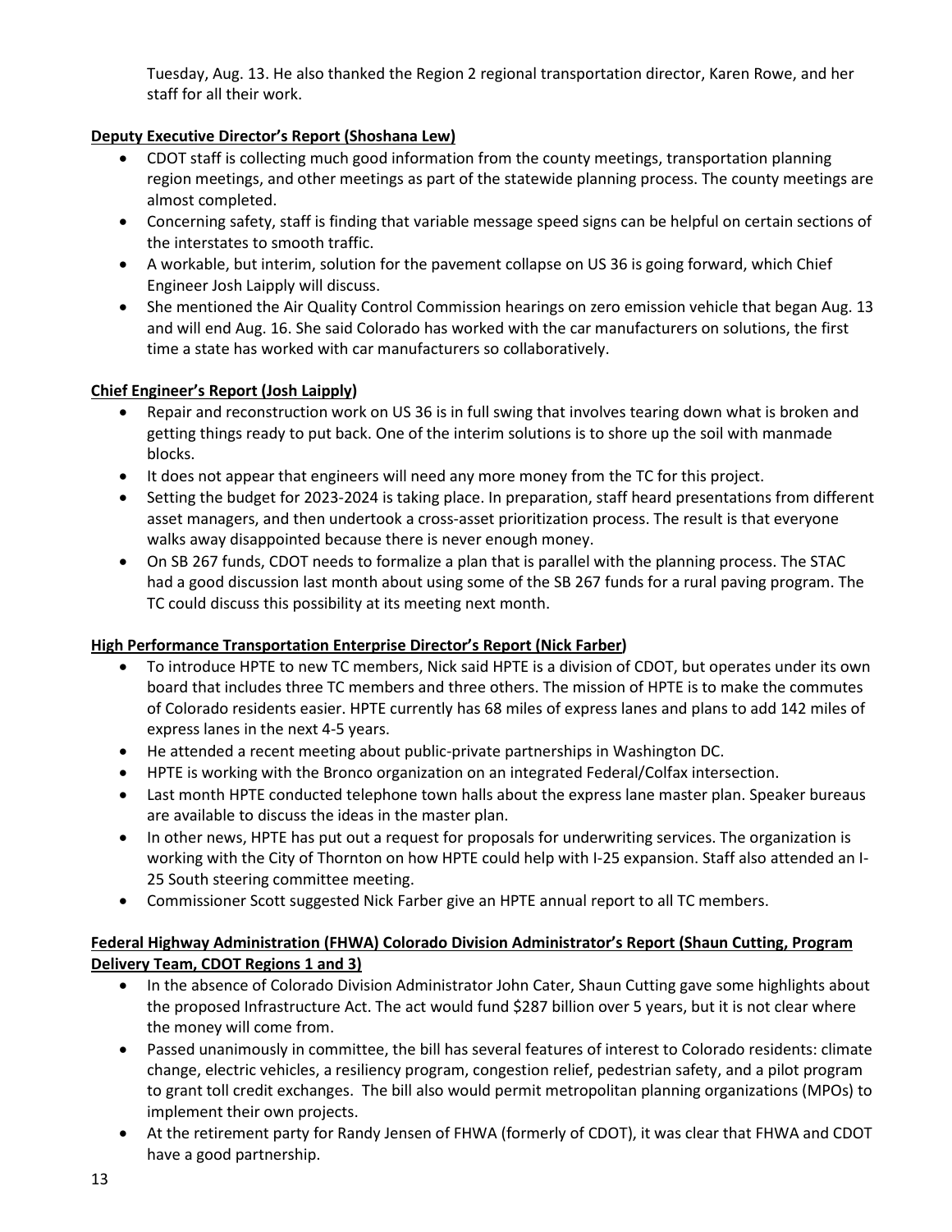Tuesday, Aug. 13. He also thanked the Region 2 regional transportation director, Karen Rowe, and her staff for all their work.

**Deputy Executive Director's Report (Shoshana Lew)**

- CDOT staff is collecting much good information from the county meetings, transportation planning region meetings, and other meetings as part of the statewide planning process. The county meetings are almost completed.
- Concerning safety, staff is finding that variable message speed signs can be helpful on certain sections of the interstates to smooth traffic.
- A workable, but interim, solution for the pavement collapse on US 36 is going forward, which Chief Engineer Josh Laipply will discuss.
- She mentioned the Air Quality Control Commission hearings on zero emission vehicle that began Aug. 13 and will end Aug. 16. She said Colorado has worked with the car manufacturers on solutions, the first time a state has worked with car manufacturers so collaboratively.

**Chief Engineer's Report (Josh Laipply)**

- Repair and reconstruction work on US 36 is in full swing that involves tearing down what is broken and getting things ready to put back. One of the interim solutions is to shore up the soil with manmade blocks.
- It does not appear that engineers will need any more money from the TC for this project.
- Setting the budget for 2023-2024 is taking place. In preparation, staff heard presentations from different asset managers, and then undertook a cross-asset prioritization process. The result is that everyone walks away disappointed because there is never enough money.
- On SB 267 funds, CDOT needs to formalize a plan that is parallel with the planning process. The STAC had a good discussion last month about using some of the SB 267 funds for a rural paving program. The TC could discuss this possibility at its meeting next month.

**High Performance Transportation Enterprise Director's Report (Nick Farber)**

- To introduce HPTE to new TC members, Nick said HPTE is a division of CDOT, but operates under its own board that includes three TC members and three others. The mission of HPTE is to make the commutes of Colorado residents easier. HPTE currently has 68 miles of express lanes and plans to add 142 miles of express lanes in the next 4-5 years.
- He attended a recent meeting about public-private partnerships in Washington DC.
- HPTE is working with the Bronco organization on an integrated Federal/Colfax intersection.
- Last month HPTE conducted telephone town halls about the express lane master plan. Speaker bureaus are available to discuss the ideas in the master plan.
- In other news, HPTE has put out a request for proposals for underwriting services. The organization is working with the City of Thornton on how HPTE could help with I-25 expansion. Staff also attended an I-25 South steering committee meeting.
- Commissioner Scott suggested Nick Farber give an HPTE annual report to all TC members.

**Federal Highway Administration (FHWA) Colorado Division Administrator's Report (Shaun Cutting, Program Delivery Team, CDOT Regions 1 and 3)**

- In the absence of Colorado Division Administrator John Cater, Shaun Cutting gave some highlights about the proposed Infrastructure Act. The act would fund $287 billion over 5 years, but it is not clear where the money will come from.
- Passed unanimously in committee, the bill has several features of interest to Colorado residents: climate change, electric vehicles, a resiliency program, congestion relief, pedestrian safety, and a pilot program to grant toll credit exchanges. The bill also would permit metropolitan planning organizations (MPOs) to implement their own projects.
- At the retirement party for Randy Jensen of FHWA (formerly of CDOT), it was clear that FHWA and CDOT have a good partnership.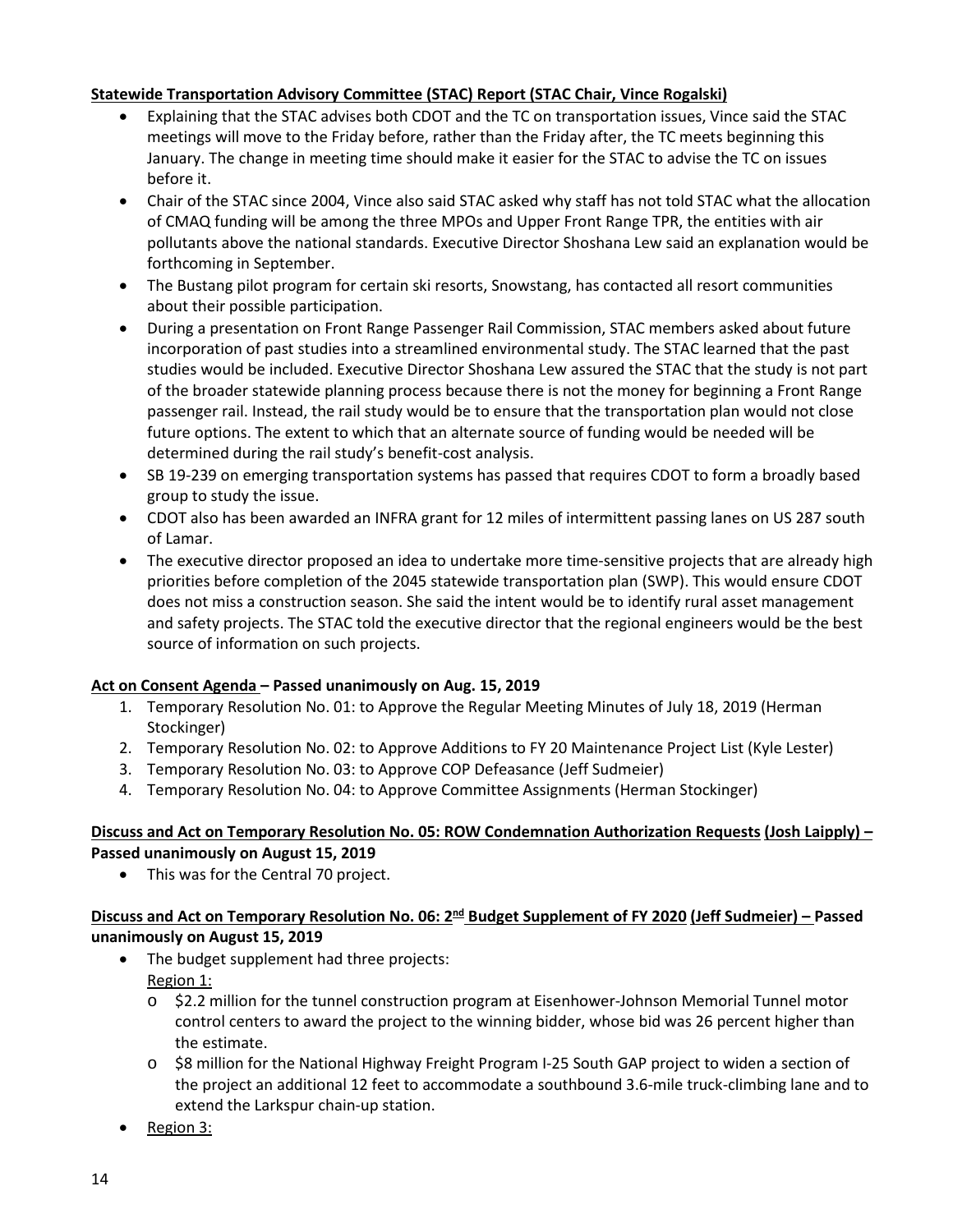**Statewide Transportation Advisory Committee (STAC) Report (STAC Chair, Vince Rogalski)**

- Explaining that the STAC advises both CDOT and the TC on transportation issues, Vince said the STAC meetings will move to the Friday before, rather than the Friday after, the TC meets beginning this January. The change in meeting time should make it easier for the STAC to advise the TC on issues before it.
- Chair of the STAC since 2004, Vince also said STAC asked why staff has not told STAC what the allocation of CMAQ funding will be among the three MPOs and Upper Front Range TPR, the entities with air pollutants above the national standards. Executive Director Shoshana Lew said an explanation would be forthcoming in September.
- The Bustang pilot program for certain ski resorts, Snowstang, has contacted all resort communities about their possible participation.
- During a presentation on Front Range Passenger Rail Commission, STAC members asked about future incorporation of past studies into a streamlined environmental study. The STAC learned that the past studies would be included. Executive Director Shoshana Lew assured the STAC that the study is not part of the broader statewide planning process because there is not the money for beginning a Front Range passenger rail. Instead, the rail study would be to ensure that the transportation plan would not close future options. The extent to which that an alternate source of funding would be needed will be determined during the rail study's benefit-cost analysis.
- SB 19-239 on emerging transportation systems has passed that requires CDOT to form a broadly based group to study the issue.
- CDOT also has been awarded an INFRA grant for 12 miles of intermittent passing lanes on US 287 south of Lamar.
- The executive director proposed an idea to undertake more time-sensitive projects that are already high priorities before completion of the 2045 statewide transportation plan (SWP). This would ensure CDOT does not miss a construction season. She said the intent would be to identify rural asset management and safety projects. The STAC told the executive director that the regional engineers would be the best source of information on such projects.

**Act on Consent Agenda – Passed unanimously on Aug. 15, 2019**

1. Temporary Resolution No. 01: to Approve the Regular Meeting Minutes of July 18, 2019 (Herman Stockinger)
2. Temporary Resolution No. 02: to Approve Additions to FY 20 Maintenance Project List (Kyle Lester)
3. Temporary Resolution No. 03: to Approve COP Defeasance (Jeff Sudmeier)
4. Temporary Resolution No. 04: to Approve Committee Assignments (Herman Stockinger)

**Discuss and Act on Temporary Resolution No. 05: ROW Condemnation Authorization Requests (Josh Laipply) – Passed unanimously on August 15, 2019**

- This was for the Central 70 project.

**Discuss and Act on Temporary Resolution No. 06: 2nd Budget Supplement of FY 2020 (Jeff Sudmeier) – Passed unanimously on August 15, 2019**

- The budget supplement had three projects:
  Region 1:
  - $2.2 million for the tunnel construction program at Eisenhower-Johnson Memorial Tunnel motor control centers to award the project to the winning bidder, whose bid was 26 percent higher than the estimate.
  - $8 million for the National Highway Freight Program I-25 South GAP project to widen a section of the project an additional 12 feet to accommodate a southbound 3.6-mile truck-climbing lane and to extend the Larkspur chain-up station.
- Region 3: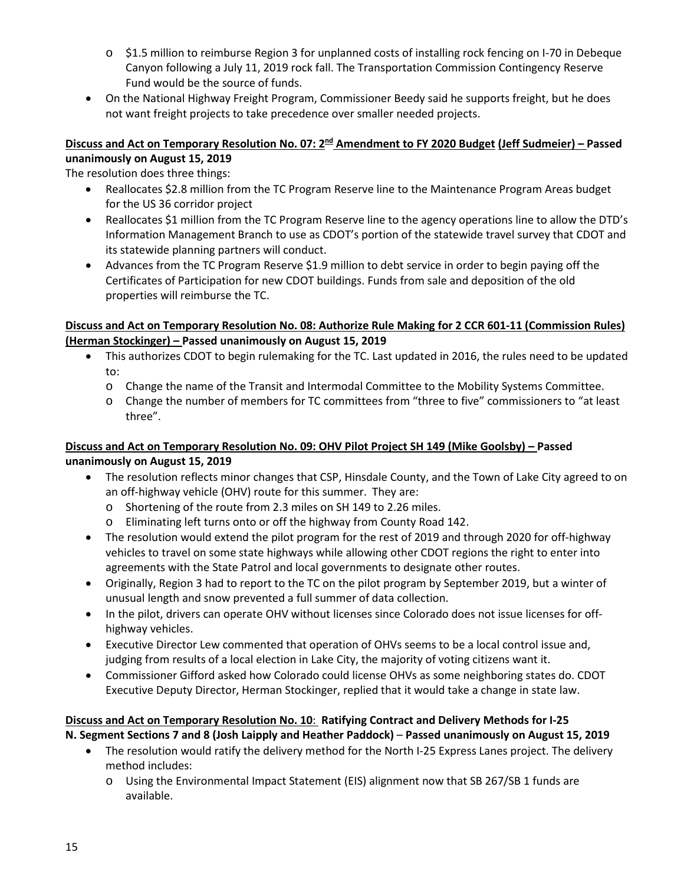- $1.5 million to reimburse Region 3 for unplanned costs of installing rock fencing on I-70 in Debeque Canyon following a July 11, 2019 rock fall. The Transportation Commission Contingency Reserve Fund would be the source of funds.
- On the National Highway Freight Program, Commissioner Beedy said he supports freight, but he does not want freight projects to take precedence over smaller needed projects.

**Discuss and Act on Temporary Resolution No. 07: 2nd Amendment to FY 2020 Budget (Jeff Sudmeier) – Passed unanimously on August 15, 2019**

The resolution does three things:

- Reallocates $2.8 million from the TC Program Reserve line to the Maintenance Program Areas budget for the US 36 corridor project
- Reallocates $1 million from the TC Program Reserve line to the agency operations line to allow the DTD's Information Management Branch to use as CDOT's portion of the statewide travel survey that CDOT and its statewide planning partners will conduct.
- Advances from the TC Program Reserve $1.9 million to debt service in order to begin paying off the Certificates of Participation for new CDOT buildings. Funds from sale and deposition of the old properties will reimburse the TC.

**Discuss and Act on Temporary Resolution No. 08: Authorize Rule Making for 2 CCR 601-11 (Commission Rules) (Herman Stockinger) – Passed unanimously on August 15, 2019**

- This authorizes CDOT to begin rulemaking for the TC. Last updated in 2016, the rules need to be updated to:
  - Change the name of the Transit and Intermodal Committee to the Mobility Systems Committee.
  - Change the number of members for TC committees from "three to five" commissioners to "at least three".

**Discuss and Act on Temporary Resolution No. 09: OHV Pilot Project SH 149 (Mike Goolsby) – Passed unanimously on August 15, 2019**

- The resolution reflects minor changes that CSP, Hinsdale County, and the Town of Lake City agreed to on an off-highway vehicle (OHV) route for this summer. They are:
  - Shortening of the route from 2.3 miles on SH 149 to 2.26 miles.
  - Eliminating left turns onto or off the highway from County Road 142.
- The resolution would extend the pilot program for the rest of 2019 and through 2020 for off-highway vehicles to travel on some state highways while allowing other CDOT regions the right to enter into agreements with the State Patrol and local governments to designate other routes.
- Originally, Region 3 had to report to the TC on the pilot program by September 2019, but a winter of unusual length and snow prevented a full summer of data collection.
- In the pilot, drivers can operate OHV without licenses since Colorado does not issue licenses for off-highway vehicles.
- Executive Director Lew commented that operation of OHVs seems to be a local control issue and, judging from results of a local election in Lake City, the majority of voting citizens want it.
- Commissioner Gifford asked how Colorado could license OHVs as some neighboring states do. CDOT Executive Deputy Director, Herman Stockinger, replied that it would take a change in state law.

**Discuss and Act on Temporary Resolution No. 10: Ratifying Contract and Delivery Methods for I-25 N. Segment Sections 7 and 8 (Josh Laipply and Heather Paddock) – Passed unanimously on August 15, 2019**

- The resolution would ratify the delivery method for the North I-25 Express Lanes project. The delivery method includes:
  - Using the Environmental Impact Statement (EIS) alignment now that SB 267/SB 1 funds are available.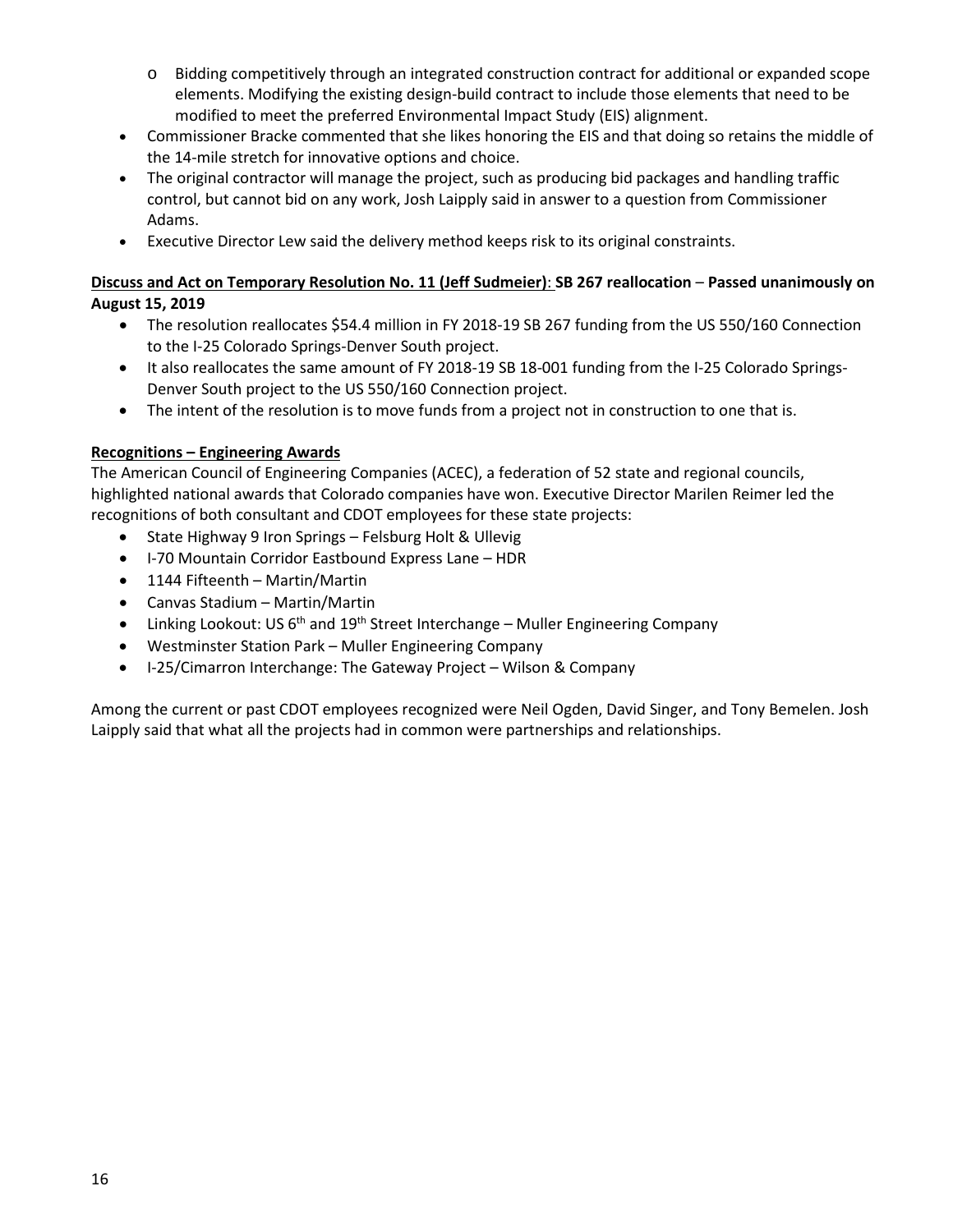- Bidding competitively through an integrated construction contract for additional or expanded scope elements. Modifying the existing design-build contract to include those elements that need to be modified to meet the preferred Environmental Impact Study (EIS) alignment.
- Commissioner Bracke commented that she likes honoring the EIS and that doing so retains the middle of the 14-mile stretch for innovative options and choice.
- The original contractor will manage the project, such as producing bid packages and handling traffic control, but cannot bid on any work, Josh Laipply said in answer to a question from Commissioner Adams.
- Executive Director Lew said the delivery method keeps risk to its original constraints.

**Discuss and Act on Temporary Resolution No. 11 (Jeff Sudmeier): SB 267 reallocation – Passed unanimously on August 15, 2019**

- The resolution reallocates $54.4 million in FY 2018-19 SB 267 funding from the US 550/160 Connection to the I-25 Colorado Springs-Denver South project.
- It also reallocates the same amount of FY 2018-19 SB 18-001 funding from the I-25 Colorado Springs-Denver South project to the US 550/160 Connection project.
- The intent of the resolution is to move funds from a project not in construction to one that is.

**Recognitions – Engineering Awards**

The American Council of Engineering Companies (ACEC), a federation of 52 state and regional councils, highlighted national awards that Colorado companies have won. Executive Director Marilen Reimer led the recognitions of both consultant and CDOT employees for these state projects:

- State Highway 9 Iron Springs – Felsburg Holt & Ullevig
- I-70 Mountain Corridor Eastbound Express Lane – HDR
- 1144 Fifteenth – Martin/Martin
- Canvas Stadium – Martin/Martin
- Linking Lookout: US 6th and 19th Street Interchange – Muller Engineering Company
- Westminster Station Park – Muller Engineering Company
- I-25/Cimarron Interchange: The Gateway Project – Wilson & Company

Among the current or past CDOT employees recognized were Neil Ogden, David Singer, and Tony Bemelen. Josh Laipply said that what all the projects had in common were partnerships and relationships.